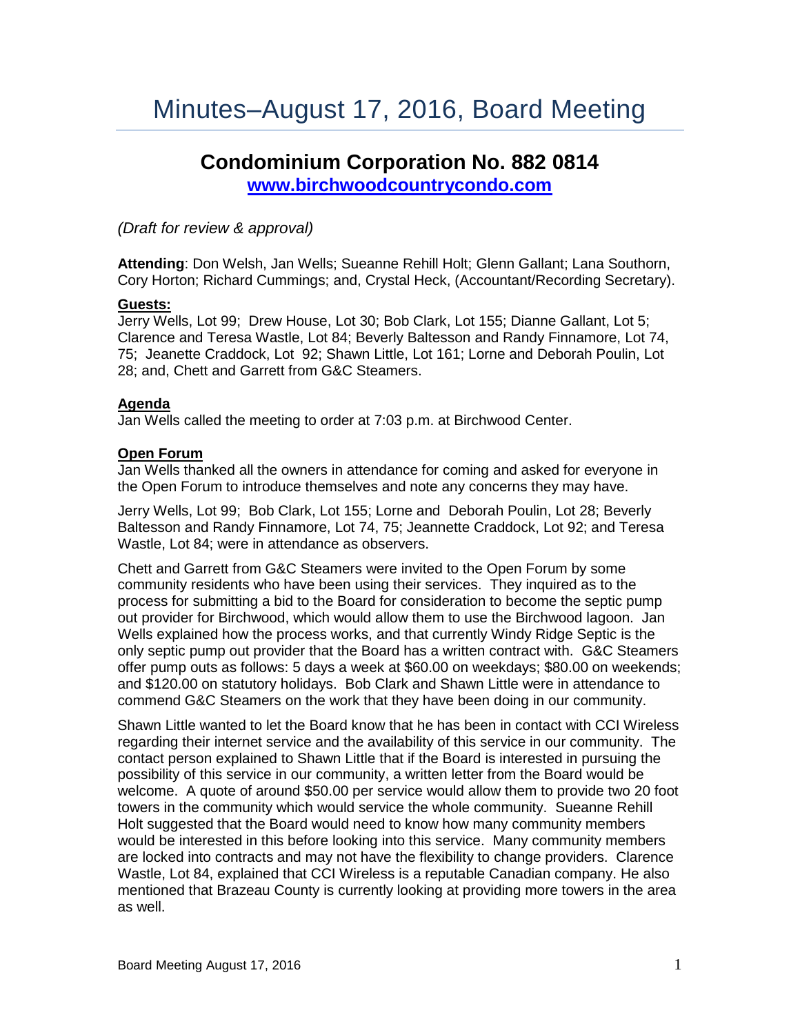# Minutes–August 17, 2016, Board Meeting

## Condominium Corporation No. 882 0814

**[www.birchwoodcountrycondo.com](http://www.birchwoodcountrycondo.com)**

*(Draft for review & approval)*

**Attending**: Don Welsh, Jan Wells; Sueanne Rehill Holt; Glenn Gallant; Lana Southorn, Cory Horton; Richard Cummings; and, Crystal Heck, (Accountant/Recording Secretary).

**Guests:**

Jerry Wells, Lot 99; Drew House, Lot 30; Bob Clark, Lot 155; Dianne Gallant, Lot 5; Clarence and Teresa Wastle, Lot 84; Beverly Baltesson and Randy Finnamore, Lot 74, 75; Jeanette Craddock, Lot 92; Shawn Little, Lot 161; Lorne and Deborah Poulin, Lot 28; and, Chett and Garrett from G&C Steamers.

**Agenda**

Jan Wells called the meeting to order at 7:03 p.m. at Birchwood Center.

**Open Forum**

Jan Wells thanked all the owners in attendance for coming and asked for everyone in the Open Forum to introduce themselves and note any concerns they may have.

Jerry Wells, Lot 99; Bob Clark, Lot 155; Lorne and Deborah Poulin, Lot 28; Beverly Baltesson and Randy Finnamore, Lot 74, 75; Jeannette Craddock, Lot 92; and Teresa Wastle, Lot 84; were in attendance as observers.

Chett and Garrett from G&C Steamers were invited to the Open Forum by some community residents who have been using their services. They inquired as to the process for submitting a bid to the Board for consideration to become the septic pump out provider for Birchwood, which would allow them to use the Birchwood lagoon. Jan Wells explained how the process works, and that currently Windy Ridge Septic is the only septic pump out provider that the Board has a written contract with. G&C Steamers offer pump outs as follows: 5 days a week at $60.00 on weekdays; $80.00 on weekends; and $120.00 on statutory holidays. Bob Clark and Shawn Little were in attendance to commend G&C Steamers on the work that they have been doing in our community.

Shawn Little wanted to let the Board know that he has been in contact with CCI Wireless regarding their internet service and the availability of this service in our community. The contact person explained to Shawn Little that if the Board is interested in pursuing the possibility of this service in our community, a written letter from the Board would be welcome. A quote of around $50.00 per service would allow them to provide two 20 foot towers in the community which would service the whole community. Sueanne Rehill Holt suggested that the Board would need to know how many community members would be interested in this before looking into this service. Many community members are locked into contracts and may not have the flexibility to change providers. Clarence Wastle, Lot 84, explained that CCI Wireless is a reputable Canadian company. He also mentioned that Brazeau County is currently looking at providing more towers in the area as well.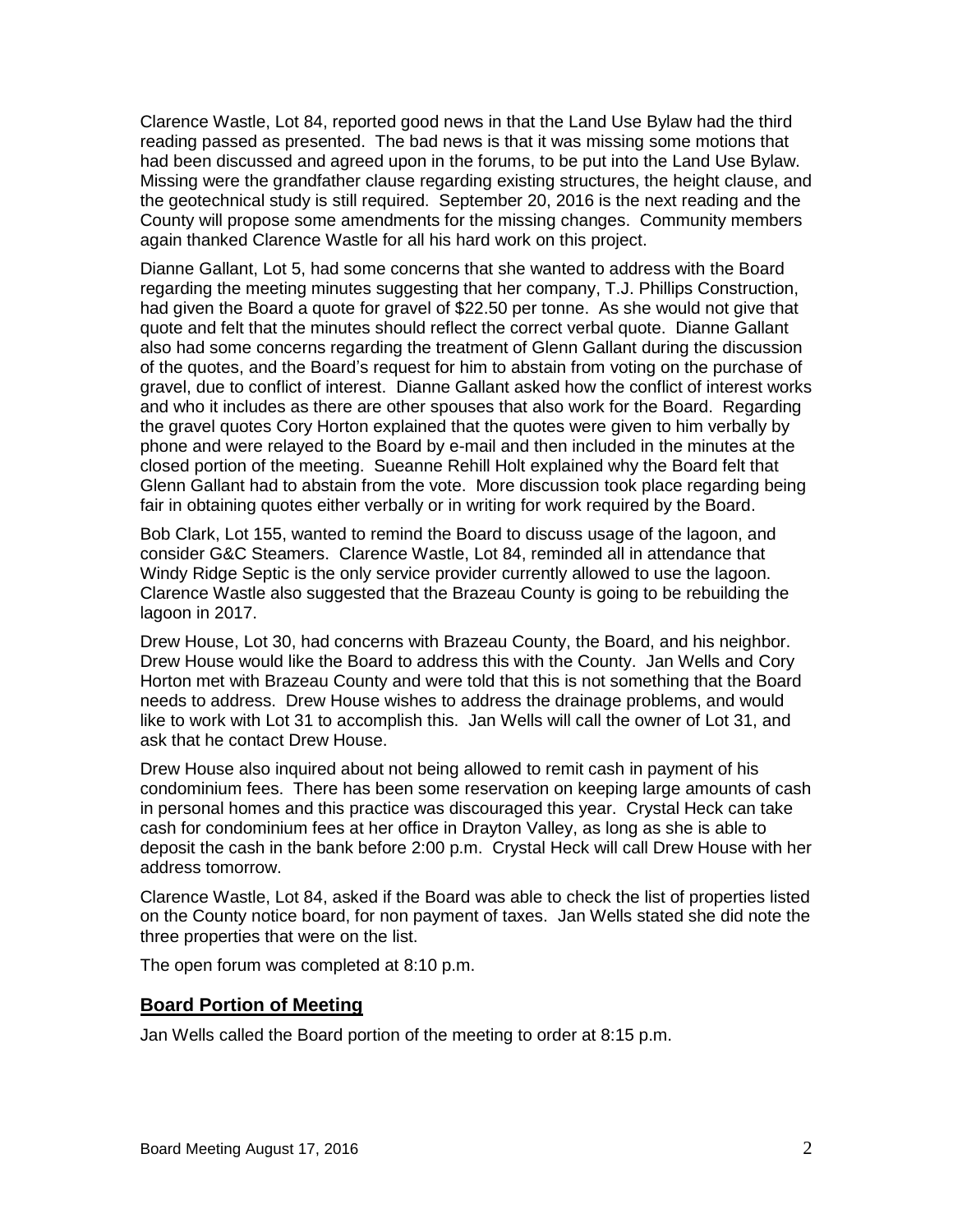Clarence Wastle, Lot 84, reported good news in that the Land Use Bylaw had the third reading passed as presented. The bad news is that it was missing some motions that had been discussed and agreed upon in the forums, to be put into the Land Use Bylaw. Missing were the grandfather clause regarding existing structures, the height clause, and the geotechnical study is still required. September 20, 2016 is the next reading and the County will propose some amendments for the missing changes. Community members again thanked Clarence Wastle for all his hard work on this project.

Dianne Gallant, Lot 5, had some concerns that she wanted to address with the Board regarding the meeting minutes suggesting that her company, T.J. Phillips Construction, had given the Board a quote for gravel of $22.50 per tonne. As she would not give that quote and felt that the minutes should reflect the correct verbal quote. Dianne Gallant also had some concerns regarding the treatment of Glenn Gallant during the discussion of the quotes, and the Board's request for him to abstain from voting on the purchase of gravel, due to conflict of interest. Dianne Gallant asked how the conflict of interest works and who it includes as there are other spouses that also work for the Board. Regarding the gravel quotes Cory Horton explained that the quotes were given to him verbally by phone and were relayed to the Board by e-mail and then included in the minutes at the closed portion of the meeting. Sueanne Rehill Holt explained why the Board felt that Glenn Gallant had to abstain from the vote. More discussion took place regarding being fair in obtaining quotes either verbally or in writing for work required by the Board.

Bob Clark, Lot 155, wanted to remind the Board to discuss usage of the lagoon, and consider G&C Steamers. Clarence Wastle, Lot 84, reminded all in attendance that Windy Ridge Septic is the only service provider currently allowed to use the lagoon. Clarence Wastle also suggested that the Brazeau County is going to be rebuilding the lagoon in 2017.

Drew House, Lot 30, had concerns with Brazeau County, the Board, and his neighbor. Drew House would like the Board to address this with the County. Jan Wells and Cory Horton met with Brazeau County and were told that this is not something that the Board needs to address. Drew House wishes to address the drainage problems, and would like to work with Lot 31 to accomplish this. Jan Wells will call the owner of Lot 31, and ask that he contact Drew House.

Drew House also inquired about not being allowed to remit cash in payment of his condominium fees. There has been some reservation on keeping large amounts of cash in personal homes and this practice was discouraged this year. Crystal Heck can take cash for condominium fees at her office in Drayton Valley, as long as she is able to deposit the cash in the bank before 2:00 p.m. Crystal Heck will call Drew House with her address tomorrow.

Clarence Wastle, Lot 84, asked if the Board was able to check the list of properties listed on the County notice board, for non payment of taxes. Jan Wells stated she did note the three properties that were on the list.

The open forum was completed at 8:10 p.m.

## **Board Portion of Meeting**

Jan Wells called the Board portion of the meeting to order at 8:15 p.m.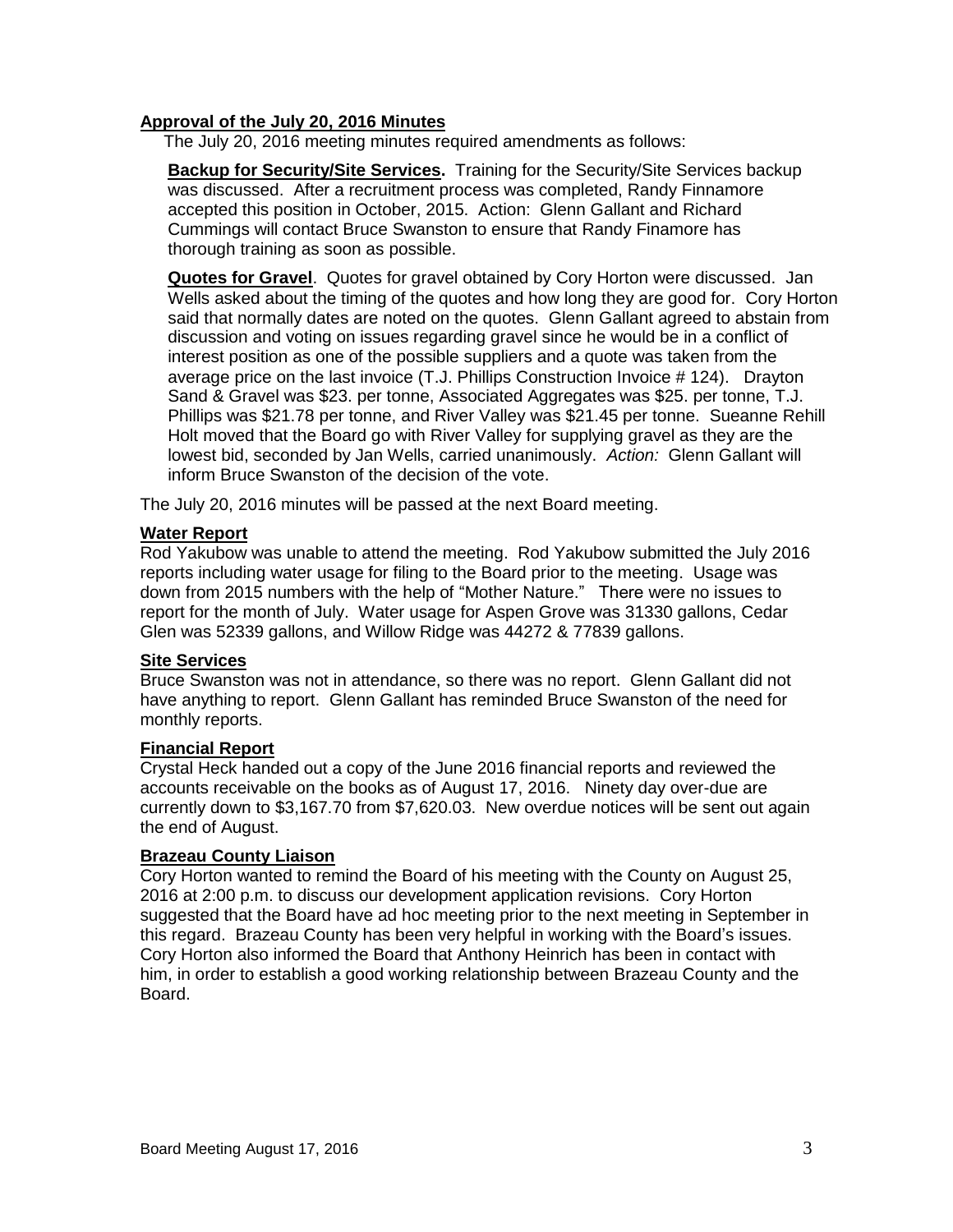**Approval of the July 20, 2016 Minutes**

The July 20, 2016 meeting minutes required amendments as follows:

**Backup for Security/Site Services.** Training for the Security/Site Services backup was discussed. After a recruitment process was completed, Randy Finnamore accepted this position in October, 2015. Action: Glenn Gallant and Richard Cummings will contact Bruce Swanston to ensure that Randy Finamore has thorough training as soon as possible.

**Quotes for Gravel**. Quotes for gravel obtained by Cory Horton were discussed. Jan Wells asked about the timing of the quotes and how long they are good for. Cory Horton said that normally dates are noted on the quotes. Glenn Gallant agreed to abstain from discussion and voting on issues regarding gravel since he would be in a conflict of interest position as one of the possible suppliers and a quote was taken from the average price on the last invoice (T.J. Phillips Construction Invoice # 124). Drayton Sand & Gravel was $23. per tonne, Associated Aggregates was $25. per tonne, T.J. Phillips was $21.78 per tonne, and River Valley was $21.45 per tonne. Sueanne Rehill Holt moved that the Board go with River Valley for supplying gravel as they are the lowest bid, seconded by Jan Wells, carried unanimously. *Action:* Glenn Gallant will inform Bruce Swanston of the decision of the vote.

The July 20, 2016 minutes will be passed at the next Board meeting.

**Water Report**

Rod Yakubow was unable to attend the meeting. Rod Yakubow submitted the July 2016 reports including water usage for filing to the Board prior to the meeting. Usage was down from 2015 numbers with the help of "Mother Nature." There were no issues to report for the month of July. Water usage for Aspen Grove was 31330 gallons, Cedar Glen was 52339 gallons, and Willow Ridge was 44272 & 77839 gallons.

**Site Services**

Bruce Swanston was not in attendance, so there was no report. Glenn Gallant did not have anything to report. Glenn Gallant has reminded Bruce Swanston of the need for monthly reports.

**Financial Report**

Crystal Heck handed out a copy of the June 2016 financial reports and reviewed the accounts receivable on the books as of August 17, 2016. Ninety day over-due are currently down to $3,167.70 from $7,620.03. New overdue notices will be sent out again the end of August.

**Brazeau County Liaison**

Cory Horton wanted to remind the Board of his meeting with the County on August 25, 2016 at 2:00 p.m. to discuss our development application revisions. Cory Horton suggested that the Board have ad hoc meeting prior to the next meeting in September in this regard. Brazeau County has been very helpful in working with the Board's issues. Cory Horton also informed the Board that Anthony Heinrich has been in contact with him, in order to establish a good working relationship between Brazeau County and the Board.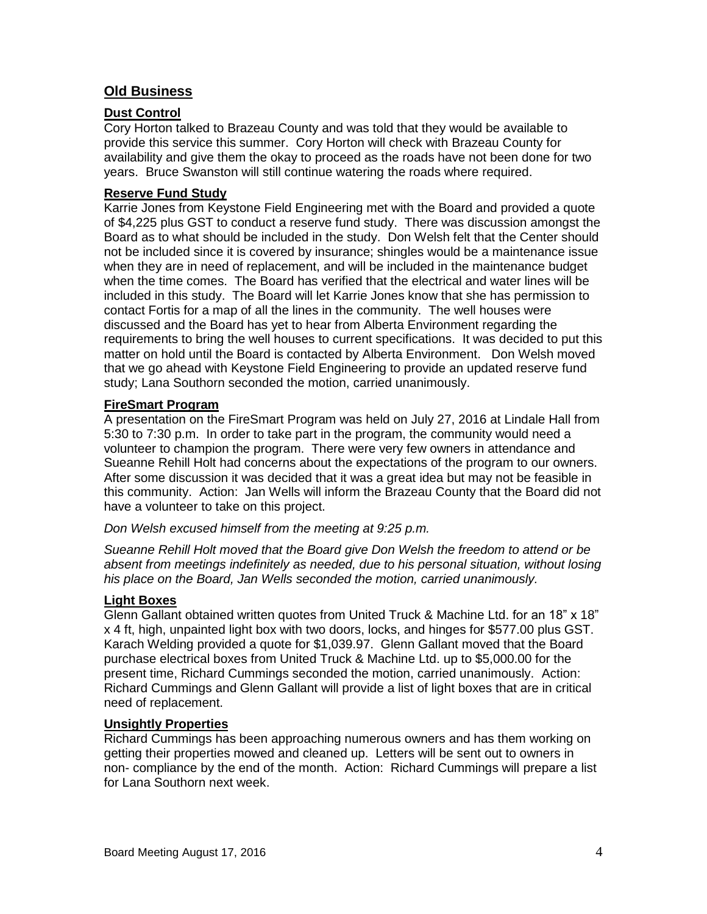## Old Business

### Dust Control

Cory Horton talked to Brazeau County and was told that they would be available to provide this service this summer. Cory Horton will check with Brazeau County for availability and give them the okay to proceed as the roads have not been done for two years. Bruce Swanston will still continue watering the roads where required.

### Reserve Fund Study

Karrie Jones from Keystone Field Engineering met with the Board and provided a quote of $4,225 plus GST to conduct a reserve fund study. There was discussion amongst the Board as to what should be included in the study. Don Welsh felt that the Center should not be included since it is covered by insurance; shingles would be a maintenance issue when they are in need of replacement, and will be included in the maintenance budget when the time comes. The Board has verified that the electrical and water lines will be included in this study. The Board will let Karrie Jones know that she has permission to contact Fortis for a map of all the lines in the community. The well houses were discussed and the Board has yet to hear from Alberta Environment regarding the requirements to bring the well houses to current specifications. It was decided to put this matter on hold until the Board is contacted by Alberta Environment. Don Welsh moved that we go ahead with Keystone Field Engineering to provide an updated reserve fund study; Lana Southorn seconded the motion, carried unanimously.

### FireSmart Program

A presentation on the FireSmart Program was held on July 27, 2016 at Lindale Hall from 5:30 to 7:30 p.m. In order to take part in the program, the community would need a volunteer to champion the program. There were very few owners in attendance and Sueanne Rehill Holt had concerns about the expectations of the program to our owners. After some discussion it was decided that it was a great idea but may not be feasible in this community. Action: Jan Wells will inform the Brazeau County that the Board did not have a volunteer to take on this project.

*Don Welsh excused himself from the meeting at 9:25 p.m.*

*Sueanne Rehill Holt moved that the Board give Don Welsh the freedom to attend or be absent from meetings indefinitely as needed, due to his personal situation, without losing his place on the Board, Jan Wells seconded the motion, carried unanimously.*

### Light Boxes

Glenn Gallant obtained written quotes from United Truck & Machine Ltd. for an 18" x 18" x 4 ft, high, unpainted light box with two doors, locks, and hinges for $577.00 plus GST. Karach Welding provided a quote for $1,039.97. Glenn Gallant moved that the Board purchase electrical boxes from United Truck & Machine Ltd. up to $5,000.00 for the present time, Richard Cummings seconded the motion, carried unanimously. Action: Richard Cummings and Glenn Gallant will provide a list of light boxes that are in critical need of replacement.

### Unsightly Properties

Richard Cummings has been approaching numerous owners and has them working on getting their properties mowed and cleaned up. Letters will be sent out to owners in non- compliance by the end of the month. Action: Richard Cummings will prepare a list for Lana Southorn next week.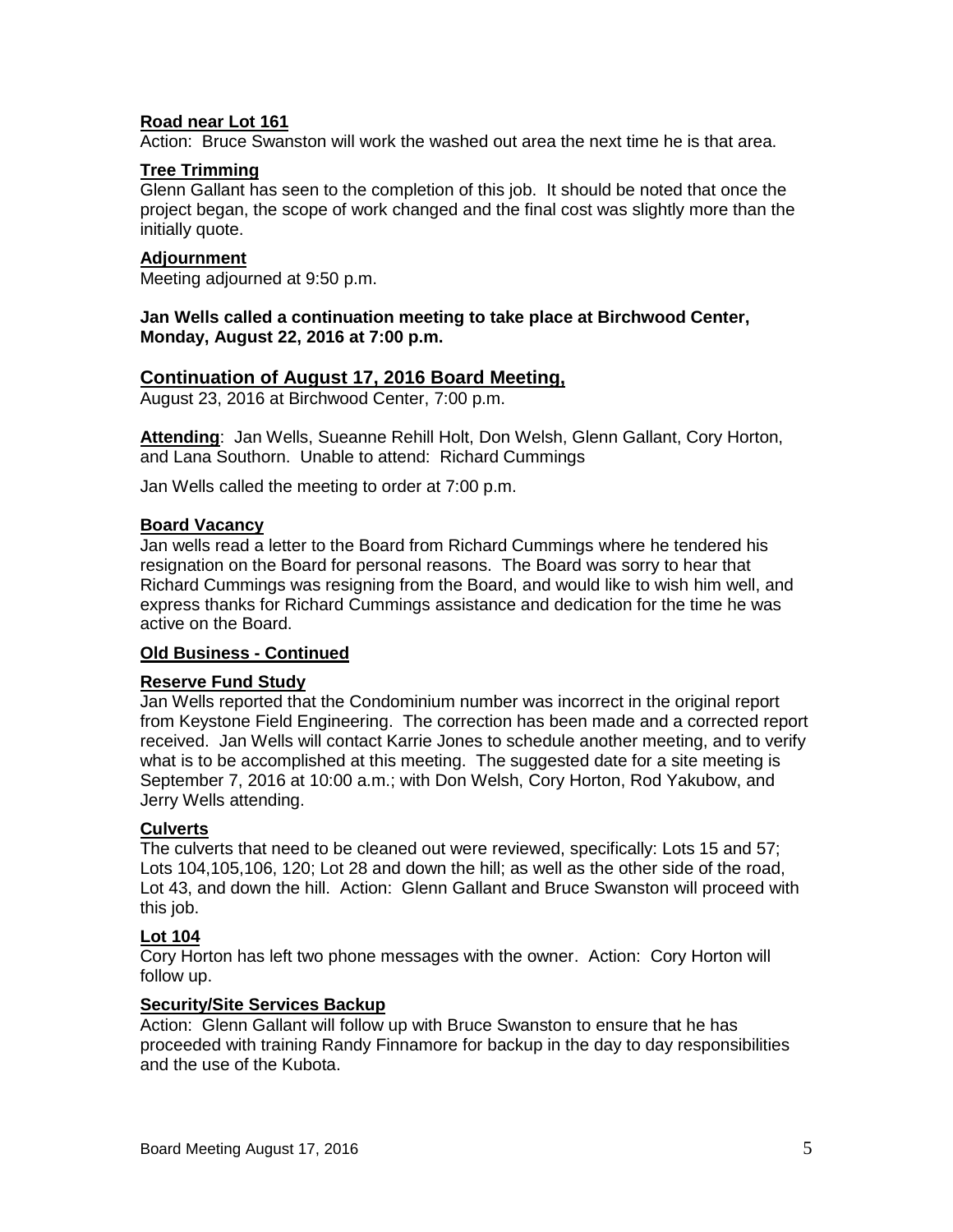**Road near Lot 161**

Action: Bruce Swanston will work the washed out area the next time he is that area.

**Tree Trimming**

Glenn Gallant has seen to the completion of this job. It should be noted that once the project began, the scope of work changed and the final cost was slightly more than the initially quote.

**Adjournment**

Meeting adjourned at 9:50 p.m.

**Jan Wells called a continuation meeting to take place at Birchwood Center, Monday, August 22, 2016 at 7:00 p.m.**

## Continuation of August 17, 2016 Board Meeting,

August 23, 2016 at Birchwood Center, 7:00 p.m.

**Attending**: Jan Wells, Sueanne Rehill Holt, Don Welsh, Glenn Gallant, Cory Horton, and Lana Southorn. Unable to attend: Richard Cummings

Jan Wells called the meeting to order at 7:00 p.m.

**Board Vacancy**

Jan wells read a letter to the Board from Richard Cummings where he tendered his resignation on the Board for personal reasons. The Board was sorry to hear that Richard Cummings was resigning from the Board, and would like to wish him well, and express thanks for Richard Cummings assistance and dedication for the time he was active on the Board.

**Old Business - Continued**

**Reserve Fund Study**

Jan Wells reported that the Condominium number was incorrect in the original report from Keystone Field Engineering. The correction has been made and a corrected report received. Jan Wells will contact Karrie Jones to schedule another meeting, and to verify what is to be accomplished at this meeting. The suggested date for a site meeting is September 7, 2016 at 10:00 a.m.; with Don Welsh, Cory Horton, Rod Yakubow, and Jerry Wells attending.

**Culverts**

The culverts that need to be cleaned out were reviewed, specifically: Lots 15 and 57; Lots 104,105,106, 120; Lot 28 and down the hill; as well as the other side of the road, Lot 43, and down the hill. Action: Glenn Gallant and Bruce Swanston will proceed with this job.

**Lot 104**

Cory Horton has left two phone messages with the owner. Action: Cory Horton will follow up.

**Security/Site Services Backup**

Action: Glenn Gallant will follow up with Bruce Swanston to ensure that he has proceeded with training Randy Finnamore for backup in the day to day responsibilities and the use of the Kubota.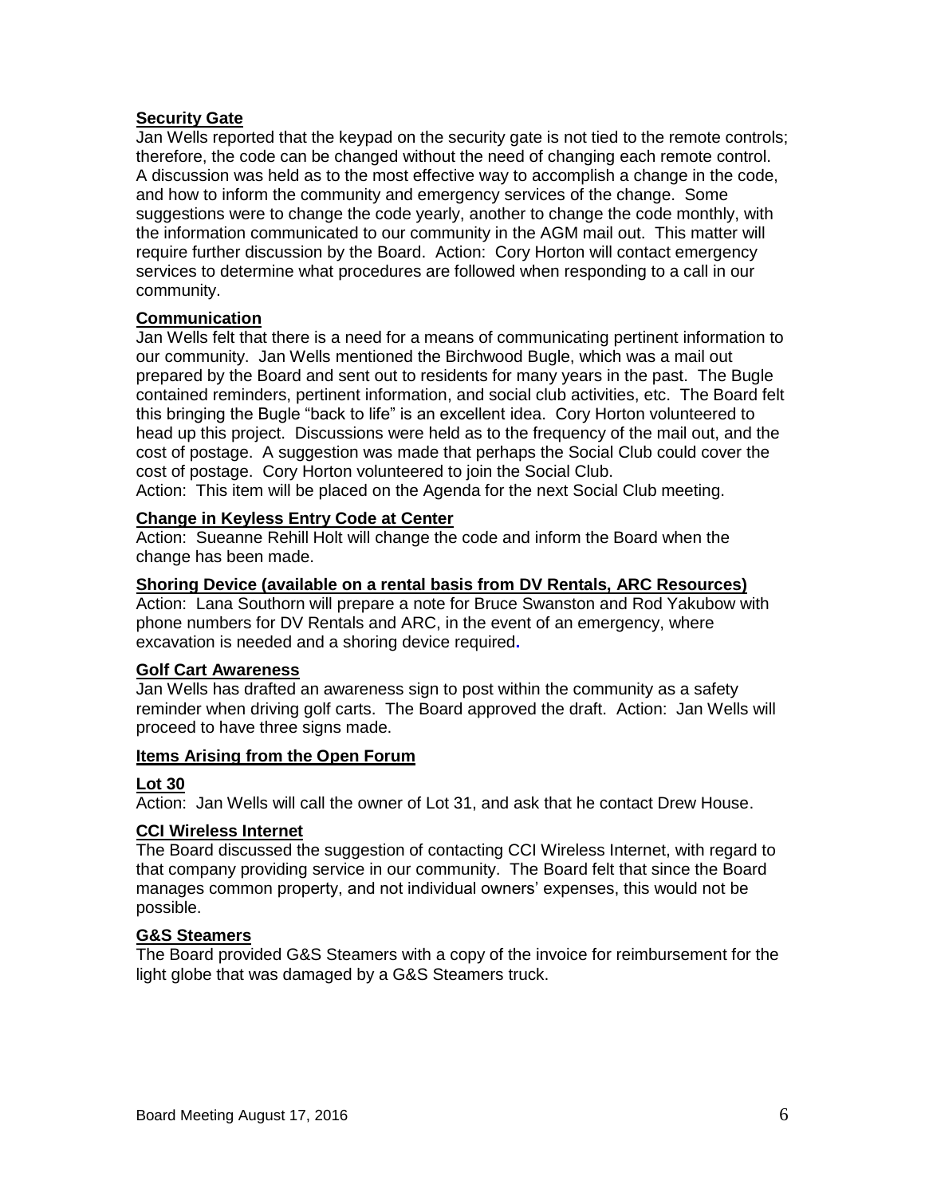**Security Gate**

Jan Wells reported that the keypad on the security gate is not tied to the remote controls; therefore, the code can be changed without the need of changing each remote control. A discussion was held as to the most effective way to accomplish a change in the code, and how to inform the community and emergency services of the change. Some suggestions were to change the code yearly, another to change the code monthly, with the information communicated to our community in the AGM mail out. This matter will require further discussion by the Board. Action: Cory Horton will contact emergency services to determine what procedures are followed when responding to a call in our community.

**Communication**

Jan Wells felt that there is a need for a means of communicating pertinent information to our community. Jan Wells mentioned the Birchwood Bugle, which was a mail out prepared by the Board and sent out to residents for many years in the past. The Bugle contained reminders, pertinent information, and social club activities, etc. The Board felt this bringing the Bugle "back to life" is an excellent idea. Cory Horton volunteered to head up this project. Discussions were held as to the frequency of the mail out, and the cost of postage. A suggestion was made that perhaps the Social Club could cover the cost of postage. Cory Horton volunteered to join the Social Club.
Action: This item will be placed on the Agenda for the next Social Club meeting.

**Change in Keyless Entry Code at Center**

Action: Sueanne Rehill Holt will change the code and inform the Board when the change has been made.

**Shoring Device (available on a rental basis from DV Rentals, ARC Resources)**

Action: Lana Southorn will prepare a note for Bruce Swanston and Rod Yakubow with phone numbers for DV Rentals and ARC, in the event of an emergency, where excavation is needed and a shoring device required.

**Golf Cart Awareness**

Jan Wells has drafted an awareness sign to post within the community as a safety reminder when driving golf carts. The Board approved the draft. Action: Jan Wells will proceed to have three signs made.

**Items Arising from the Open Forum**

**Lot 30**

Action: Jan Wells will call the owner of Lot 31, and ask that he contact Drew House.

**CCI Wireless Internet**

The Board discussed the suggestion of contacting CCI Wireless Internet, with regard to that company providing service in our community. The Board felt that since the Board manages common property, and not individual owners' expenses, this would not be possible.

**G&S Steamers**

The Board provided G&S Steamers with a copy of the invoice for reimbursement for the light globe that was damaged by a G&S Steamers truck.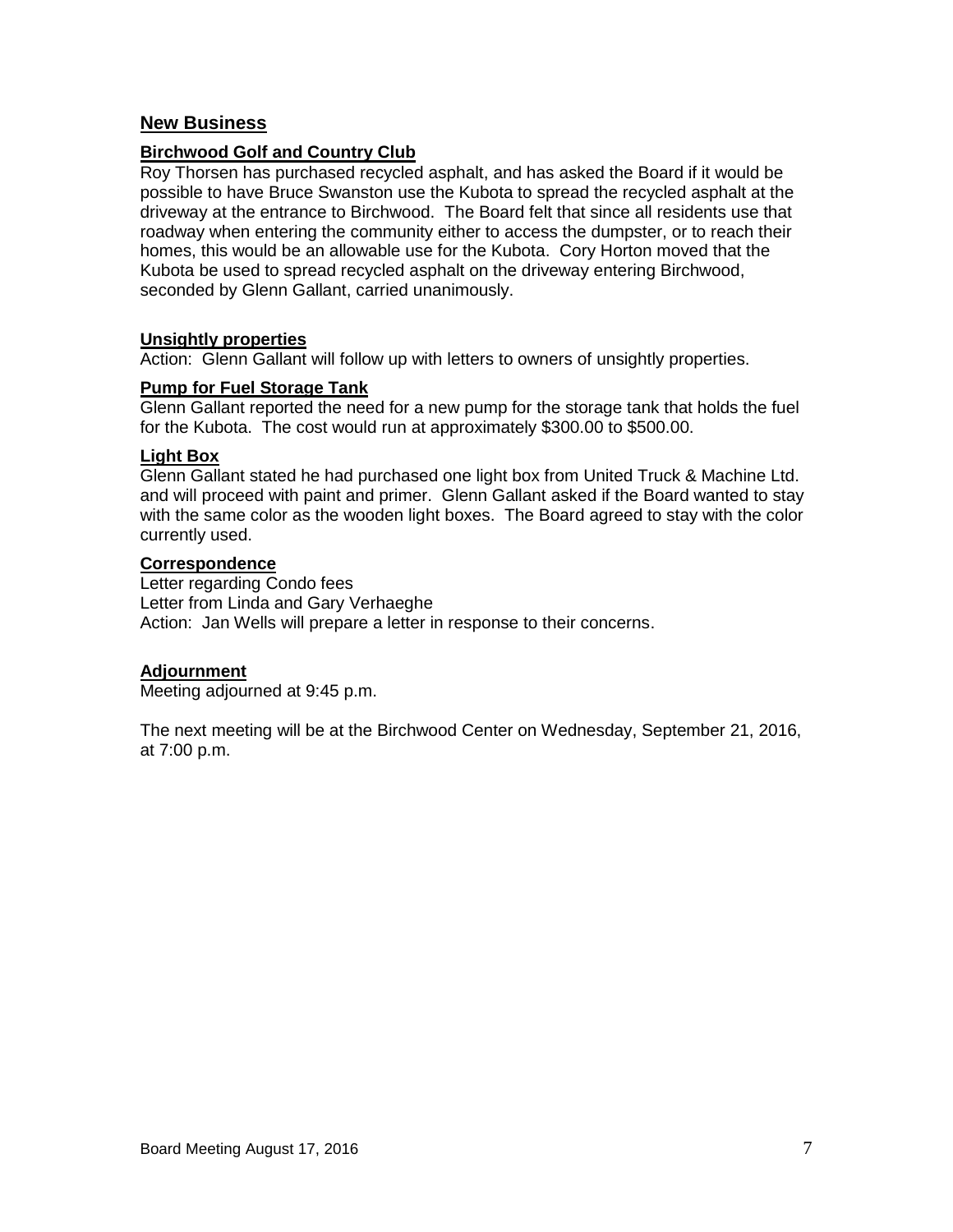## New Business

### Birchwood Golf and Country Club

Roy Thorsen has purchased recycled asphalt, and has asked the Board if it would be possible to have Bruce Swanston use the Kubota to spread the recycled asphalt at the driveway at the entrance to Birchwood. The Board felt that since all residents use that roadway when entering the community either to access the dumpster, or to reach their homes, this would be an allowable use for the Kubota. Cory Horton moved that the Kubota be used to spread recycled asphalt on the driveway entering Birchwood, seconded by Glenn Gallant, carried unanimously.

### Unsightly properties

Action: Glenn Gallant will follow up with letters to owners of unsightly properties.

### Pump for Fuel Storage Tank

Glenn Gallant reported the need for a new pump for the storage tank that holds the fuel for the Kubota. The cost would run at approximately $300.00 to $500.00.

### Light Box

Glenn Gallant stated he had purchased one light box from United Truck & Machine Ltd. and will proceed with paint and primer. Glenn Gallant asked if the Board wanted to stay with the same color as the wooden light boxes. The Board agreed to stay with the color currently used.

### Correspondence

Letter regarding Condo fees
Letter from Linda and Gary Verhaeghe
Action: Jan Wells will prepare a letter in response to their concerns.

### Adjournment

Meeting adjourned at 9:45 p.m.

The next meeting will be at the Birchwood Center on Wednesday, September 21, 2016, at 7:00 p.m.